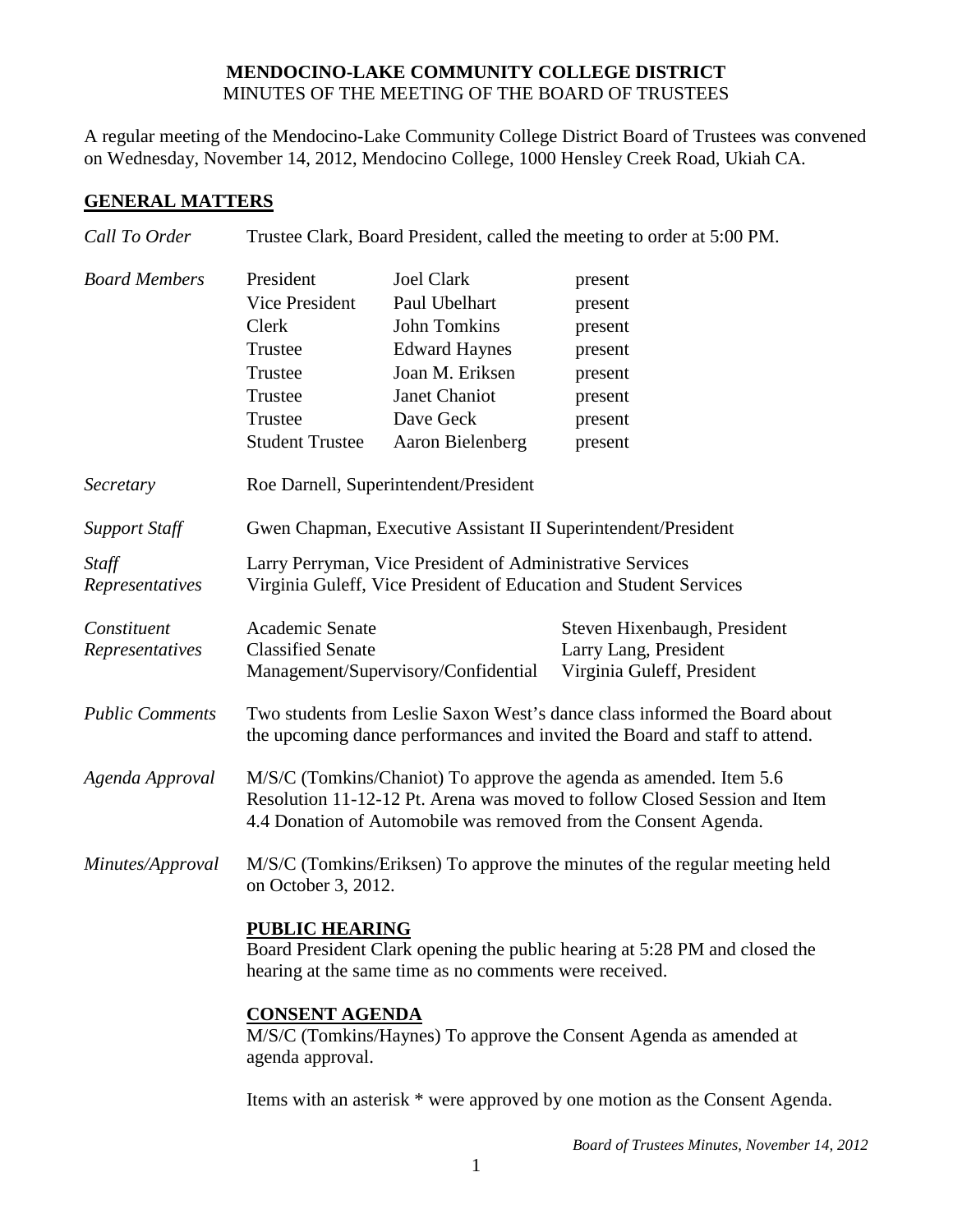# MENDOCINO-LAKE COMMUNITY COLLEGE DISTRICT

MINUTES OF THE MEETING OF THE BOARD OF TRUSTEES

A regular meeting of the Mendocino-Lake Community College District Board of Trustees was convened on Wednesday, November 14, 2012, Mendocino College, 1000 Hensley Creek Road, Ukiah CA.

## GENERAL MATTERS

*Call To Order* — Trustee Clark, Board President, called the meeting to order at 5:00 PM.

*Board Members*

| | | |
|---|---|---|
| President | Joel Clark | present |
| Vice President | Paul Ubelhart | present |
| Clerk | John Tomkins | present |
| Trustee | Edward Haynes | present |
| Trustee | Joan M. Eriksen | present |
| Trustee | Janet Chaniot | present |
| Trustee | Dave Geck | present |
| Student Trustee | Aaron Bielenberg | present |

*Secretary* — Roe Darnell, Superintendent/President

*Support Staff* — Gwen Chapman, Executive Assistant II Superintendent/President

*Staff Representatives* — Larry Perryman, Vice President of Administrative Services; Virginia Guleff, Vice President of Education and Student Services

*Constituent Representatives*

| | |
|---|---|
| Academic Senate | Steven Hixenbaugh, President |
| Classified Senate | Larry Lang, President |
| Management/Supervisory/Confidential | Virginia Guleff, President |

*Public Comments* — Two students from Leslie Saxon West's dance class informed the Board about the upcoming dance performances and invited the Board and staff to attend.

*Agenda Approval* — M/S/C (Tomkins/Chaniot) To approve the agenda as amended. Item 5.6 Resolution 11-12-12 Pt. Arena was moved to follow Closed Session and Item 4.4 Donation of Automobile was removed from the Consent Agenda.

*Minutes/Approval* — M/S/C (Tomkins/Eriksen) To approve the minutes of the regular meeting held on October 3, 2012.

**PUBLIC HEARING**

Board President Clark opening the public hearing at 5:28 PM and closed the hearing at the same time as no comments were received.

**CONSENT AGENDA**

M/S/C (Tomkins/Haynes) To approve the Consent Agenda as amended at agenda approval.

Items with an asterisk * were approved by one motion as the Consent Agenda.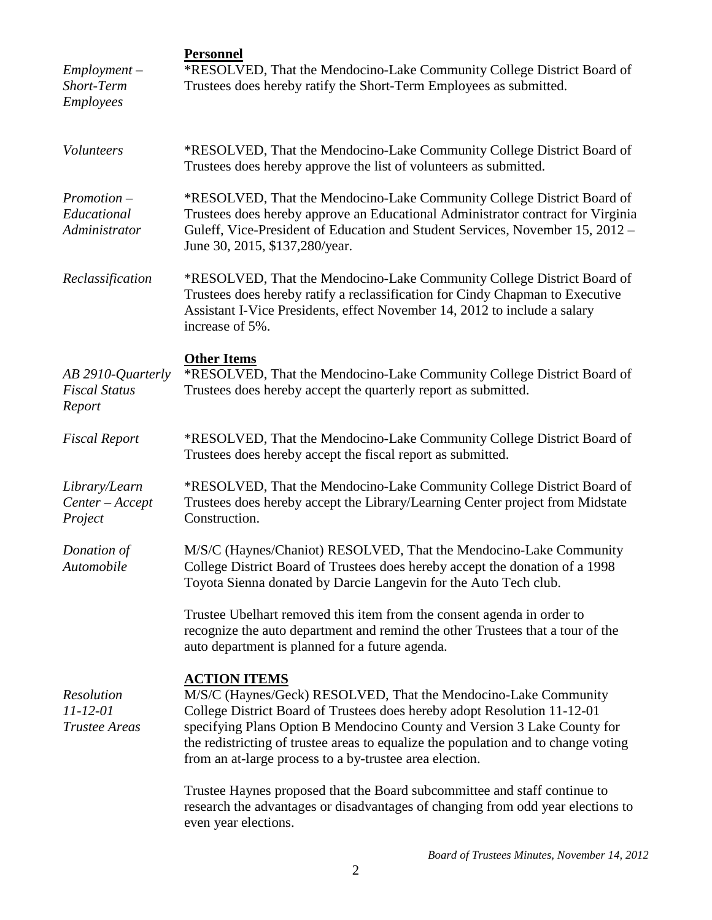## Personnel

*Employment – Short-Term Employees*

*RESOLVED, That the Mendocino-Lake Community College District Board of Trustees does hereby ratify the Short-Term Employees as submitted.

*Volunteers*

*RESOLVED, That the Mendocino-Lake Community College District Board of Trustees does hereby approve the list of volunteers as submitted.

*Promotion – Educational Administrator*

*RESOLVED, That the Mendocino-Lake Community College District Board of Trustees does hereby approve an Educational Administrator contract for Virginia Guleff, Vice-President of Education and Student Services, November 15, 2012 – June 30, 2015, $137,280/year.

*Reclassification*

*RESOLVED, That the Mendocino-Lake Community College District Board of Trustees does hereby ratify a reclassification for Cindy Chapman to Executive Assistant I-Vice Presidents, effect November 14, 2012 to include a salary increase of 5%.

## Other Items

*AB 2910-Quarterly Fiscal Status Report*

*RESOLVED, That the Mendocino-Lake Community College District Board of Trustees does hereby accept the quarterly report as submitted.

*Fiscal Report*

*RESOLVED, That the Mendocino-Lake Community College District Board of Trustees does hereby accept the fiscal report as submitted.

*Library/Learn Center – Accept Project*

*RESOLVED, That the Mendocino-Lake Community College District Board of Trustees does hereby accept the Library/Learning Center project from Midstate Construction.

*Donation of Automobile*

M/S/C (Haynes/Chaniot) RESOLVED, That the Mendocino-Lake Community College District Board of Trustees does hereby accept the donation of a 1998 Toyota Sienna donated by Darcie Langevin for the Auto Tech club.

Trustee Ubelhart removed this item from the consent agenda in order to recognize the auto department and remind the other Trustees that a tour of the auto department is planned for a future agenda.

## ACTION ITEMS

*Resolution 11-12-01 Trustee Areas*

M/S/C (Haynes/Geck) RESOLVED, That the Mendocino-Lake Community College District Board of Trustees does hereby adopt Resolution 11-12-01 specifying Plans Option B Mendocino County and Version 3 Lake County for the redistricting of trustee areas to equalize the population and to change voting from an at-large process to a by-trustee area election.

Trustee Haynes proposed that the Board subcommittee and staff continue to research the advantages or disadvantages of changing from odd year elections to even year elections.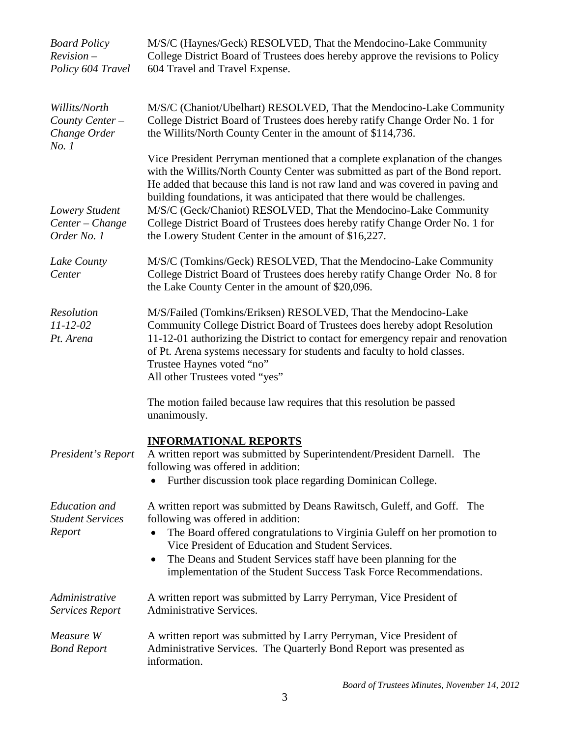*Board Policy Revision – Policy 604 Travel*

M/S/C (Haynes/Geck) RESOLVED, That the Mendocino-Lake Community College District Board of Trustees does hereby approve the revisions to Policy 604 Travel and Travel Expense.

*Willits/North County Center – Change Order No. 1*

M/S/C (Chaniot/Ubelhart) RESOLVED, That the Mendocino-Lake Community College District Board of Trustees does hereby ratify Change Order No. 1 for the Willits/North County Center in the amount of $114,736.

Vice President Perryman mentioned that a complete explanation of the changes with the Willits/North County Center was submitted as part of the Bond report. He added that because this land is not raw land and was covered in paving and building foundations, it was anticipated that there would be challenges.

*Lowery Student Center – Change Order No. 1*

M/S/C (Geck/Chaniot) RESOLVED, That the Mendocino-Lake Community College District Board of Trustees does hereby ratify Change Order No. 1 for the Lowery Student Center in the amount of $16,227.

*Lake County Center*

M/S/C (Tomkins/Geck) RESOLVED, That the Mendocino-Lake Community College District Board of Trustees does hereby ratify Change Order No. 8 for the Lake County Center in the amount of $20,096.

*Resolution 11-12-02 Pt. Arena*

M/S/Failed (Tomkins/Eriksen) RESOLVED, That the Mendocino-Lake Community College District Board of Trustees does hereby adopt Resolution 11-12-01 authorizing the District to contact for emergency repair and renovation of Pt. Arena systems necessary for students and faculty to hold classes.
Trustee Haynes voted "no"
All other Trustees voted "yes"

The motion failed because law requires that this resolution be passed unanimously.

## INFORMATIONAL REPORTS

*President's Report*

A written report was submitted by Superintendent/President Darnell. The following was offered in addition:

- Further discussion took place regarding Dominican College.

*Education and Student Services Report*

A written report was submitted by Deans Rawitsch, Guleff, and Goff. The following was offered in addition:

- The Board offered congratulations to Virginia Guleff on her promotion to Vice President of Education and Student Services.
- The Deans and Student Services staff have been planning for the implementation of the Student Success Task Force Recommendations.

*Administrative Services Report*

A written report was submitted by Larry Perryman, Vice President of Administrative Services.

*Measure W Bond Report*

A written report was submitted by Larry Perryman, Vice President of Administrative Services. The Quarterly Bond Report was presented as information.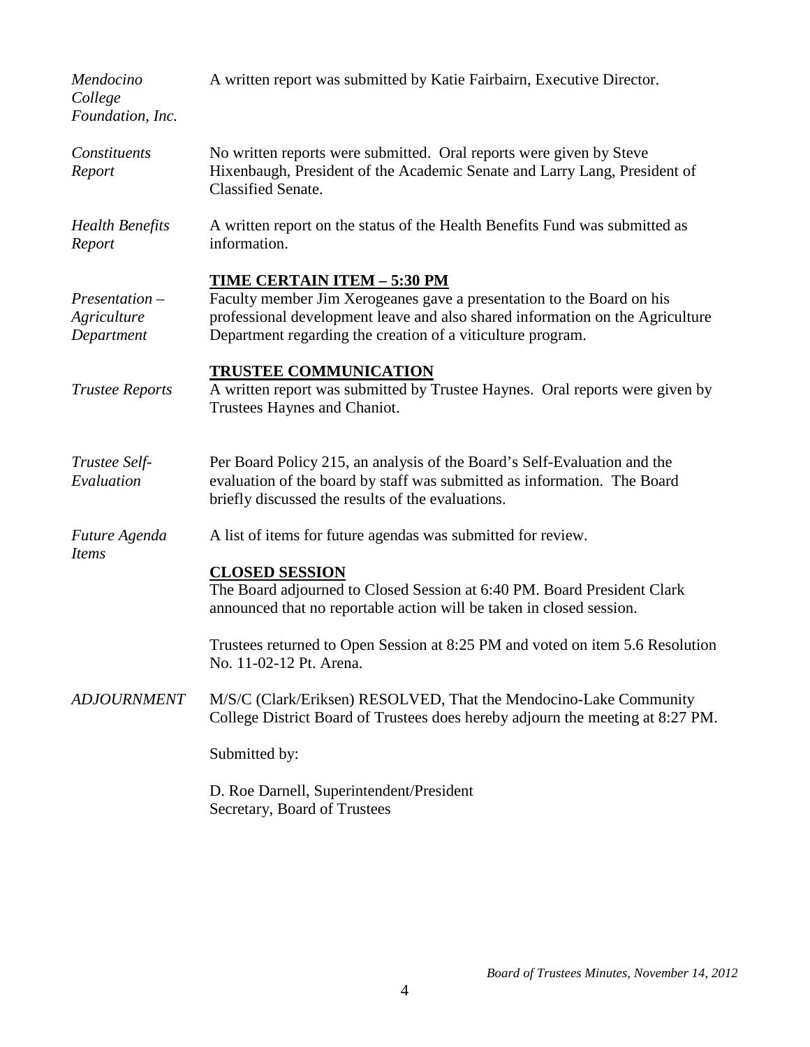*Mendocino College Foundation, Inc.* A written report was submitted by Katie Fairbairn, Executive Director.

*Constituents Report* No written reports were submitted. Oral reports were given by Steve Hixenbaugh, President of the Academic Senate and Larry Lang, President of Classified Senate.

*Health Benefits Report* A written report on the status of the Health Benefits Fund was submitted as information.

**TIME CERTAIN ITEM – 5:30 PM**

*Presentation – Agriculture Department* Faculty member Jim Xerogeanes gave a presentation to the Board on his professional development leave and also shared information on the Agriculture Department regarding the creation of a viticulture program.

**TRUSTEE COMMUNICATION**

*Trustee Reports* A written report was submitted by Trustee Haynes. Oral reports were given by Trustees Haynes and Chaniot.

*Trustee Self-Evaluation* Per Board Policy 215, an analysis of the Board's Self-Evaluation and the evaluation of the board by staff was submitted as information. The Board briefly discussed the results of the evaluations.

*Future Agenda Items* A list of items for future agendas was submitted for review.

**CLOSED SESSION**

The Board adjourned to Closed Session at 6:40 PM. Board President Clark announced that no reportable action will be taken in closed session.

Trustees returned to Open Session at 8:25 PM and voted on item 5.6 Resolution No. 11-02-12 Pt. Arena.

*ADJOURNMENT* M/S/C (Clark/Eriksen) RESOLVED, That the Mendocino-Lake Community College District Board of Trustees does hereby adjourn the meeting at 8:27 PM.

Submitted by:

D. Roe Darnell, Superintendent/President
Secretary, Board of Trustees